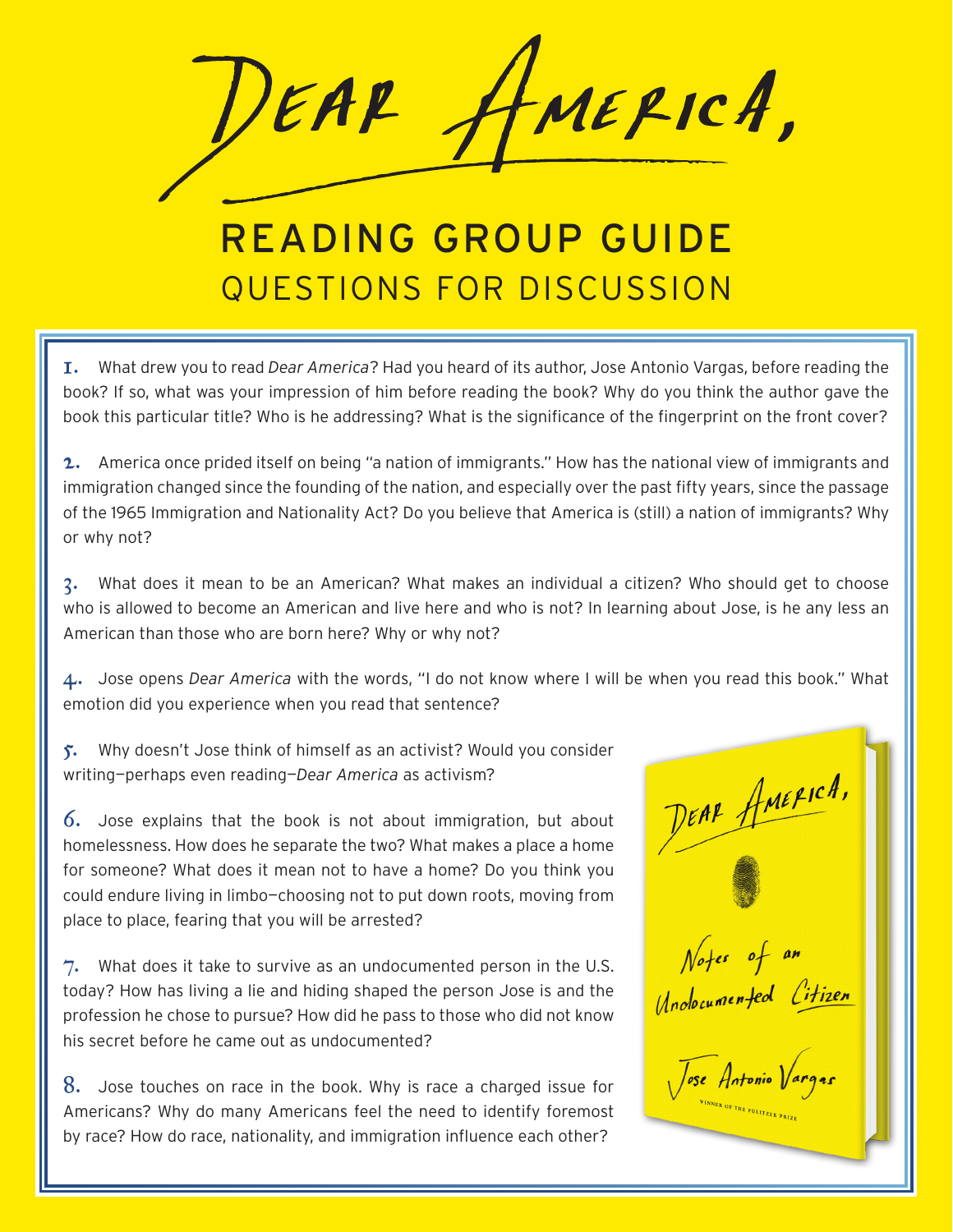# DEAR AMERICA,

## READING GROUP GUIDE

### QUESTIONS FOR DISCUSSION

1. What drew you to read *Dear America*? Had you heard of its author, Jose Antonio Vargas, before reading the book? If so, what was your impression of him before reading the book? Why do you think the author gave the book this particular title? Who is he addressing? What is the significance of the fingerprint on the front cover?

2. America once prided itself on being "a nation of immigrants." How has the national view of immigrants and immigration changed since the founding of the nation, and especially over the past fifty years, since the passage of the 1965 Immigration and Nationality Act? Do you believe that America is (still) a nation of immigrants? Why or why not?

3. What does it mean to be an American? What makes an individual a citizen? Who should get to choose who is allowed to become an American and live here and who is not? In learning about Jose, is he any less an American than those who are born here? Why or why not?

4. Jose opens *Dear America* with the words, "I do not know where I will be when you read this book." What emotion did you experience when you read that sentence?

5. Why doesn't Jose think of himself as an activist? Would you consider writing—perhaps even reading—*Dear America* as activism?

6. Jose explains that the book is not about immigration, but about homelessness. How does he separate the two? What makes a place a home for someone? What does it mean not to have a home? Do you think you could endure living in limbo—choosing not to put down roots, moving from place to place, fearing that you will be arrested?

7. What does it take to survive as an undocumented person in the U.S. today? How has living a lie and hiding shaped the person Jose is and the profession he chose to pursue? How did he pass to those who did not know his secret before he came out as undocumented?

8. Jose touches on race in the book. Why is race a charged issue for Americans? Why do many Americans feel the need to identify foremost by race? How do race, nationality, and immigration influence each other?

Dear America,

Notes of an Undocumented Citizen

Jose Antonio Vargas

WINNER OF THE PULITZER PRIZE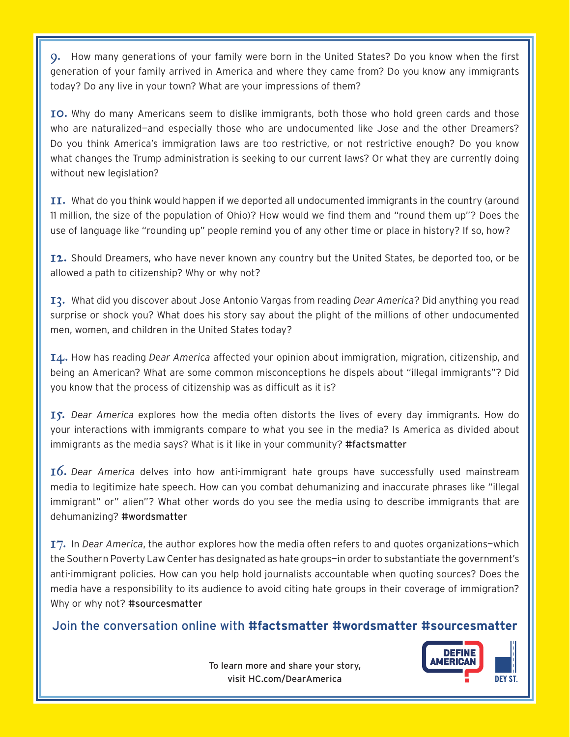9. How many generations of your family were born in the United States? Do you know when the first generation of your family arrived in America and where they came from? Do you know any immigrants today? Do any live in your town? What are your impressions of them?

10. Why do many Americans seem to dislike immigrants, both those who hold green cards and those who are naturalized—and especially those who are undocumented like Jose and the other Dreamers? Do you think America's immigration laws are too restrictive, or not restrictive enough? Do you know what changes the Trump administration is seeking to our current laws? Or what they are currently doing without new legislation?

11. What do you think would happen if we deported all undocumented immigrants in the country (around 11 million, the size of the population of Ohio)? How would we find them and "round them up"? Does the use of language like "rounding up" people remind you of any other time or place in history? If so, how?

12. Should Dreamers, who have never known any country but the United States, be deported too, or be allowed a path to citizenship? Why or why not?

13. What did you discover about Jose Antonio Vargas from reading *Dear America*? Did anything you read surprise or shock you? What does his story say about the plight of the millions of other undocumented men, women, and children in the United States today?

14. How has reading *Dear America* affected your opinion about immigration, migration, citizenship, and being an American? What are some common misconceptions he dispels about "illegal immigrants"? Did you know that the process of citizenship was as difficult as it is?

15. *Dear America* explores how the media often distorts the lives of every day immigrants. How do your interactions with immigrants compare to what you see in the media? Is America as divided about immigrants as the media says? What is it like in your community? **#factsmatter**

16. *Dear America* delves into how anti-immigrant hate groups have successfully used mainstream media to legitimize hate speech. How can you combat dehumanizing and inaccurate phrases like "illegal immigrant" or" alien"? What other words do you see the media using to describe immigrants that are dehumanizing? **#wordsmatter**

17. In *Dear America*, the author explores how the media often refers to and quotes organizations—which the Southern Poverty Law Center has designated as hate groups—in order to substantiate the government's anti-immigrant policies. How can you help hold journalists accountable when quoting sources? Does the media have a responsibility to its audience to avoid citing hate groups in their coverage of immigration? Why or why not? **#sourcesmatter**

Join the conversation online with **#factsmatter #wordsmatter #sourcesmatter**

To learn more and share your story,
visit HC.com/DearAmerica

DEFINE AMERICAN

DEY ST.